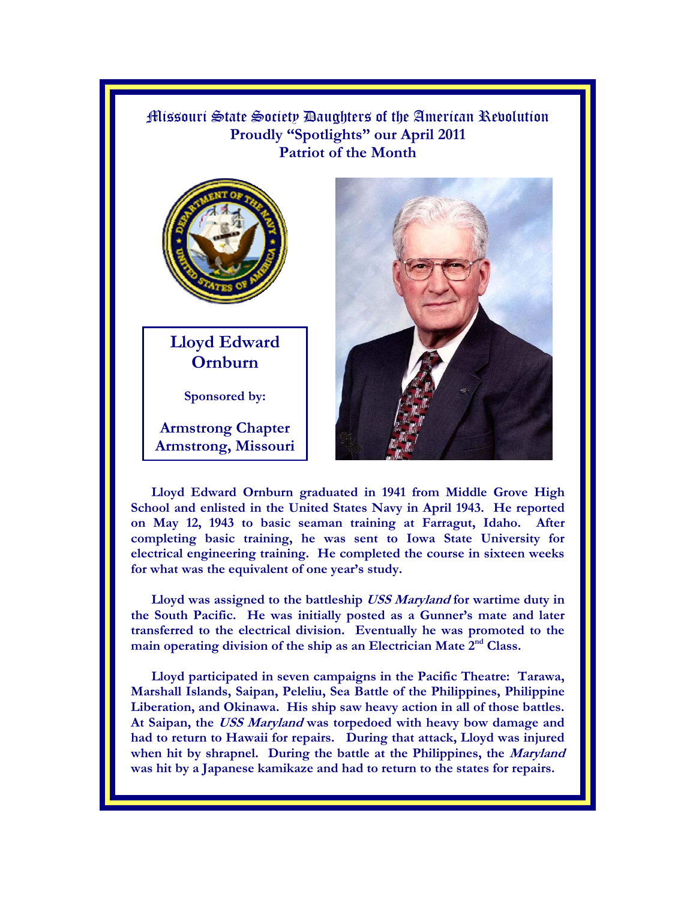# Missouri State Society Daughters of the American Revolution

## Proudly "Spotlights" our April 2011 Patriot of the Month

**Lloyd Edward Ornburn**

**Sponsored by:**

**Armstrong Chapter**
**Armstrong, Missouri**

**Lloyd Edward Ornburn graduated in 1941 from Middle Grove High School and enlisted in the United States Navy in April 1943. He reported on May 12, 1943 to basic seaman training at Farragut, Idaho. After completing basic training, he was sent to Iowa State University for electrical engineering training. He completed the course in sixteen weeks for what was the equivalent of one year's study.**

**Lloyd was assigned to the battleship *USS Maryland* for wartime duty in the South Pacific. He was initially posted as a Gunner's mate and later transferred to the electrical division. Eventually he was promoted to the main operating division of the ship as an Electrician Mate 2nd Class.**

**Lloyd participated in seven campaigns in the Pacific Theatre: Tarawa, Marshall Islands, Saipan, Peleliu, Sea Battle of the Philippines, Philippine Liberation, and Okinawa. His ship saw heavy action in all of those battles. At Saipan, the *USS Maryland* was torpedoed with heavy bow damage and had to return to Hawaii for repairs. During that attack, Lloyd was injured when hit by shrapnel. During the battle at the Philippines, the *Maryland* was hit by a Japanese kamikaze and had to return to the states for repairs.**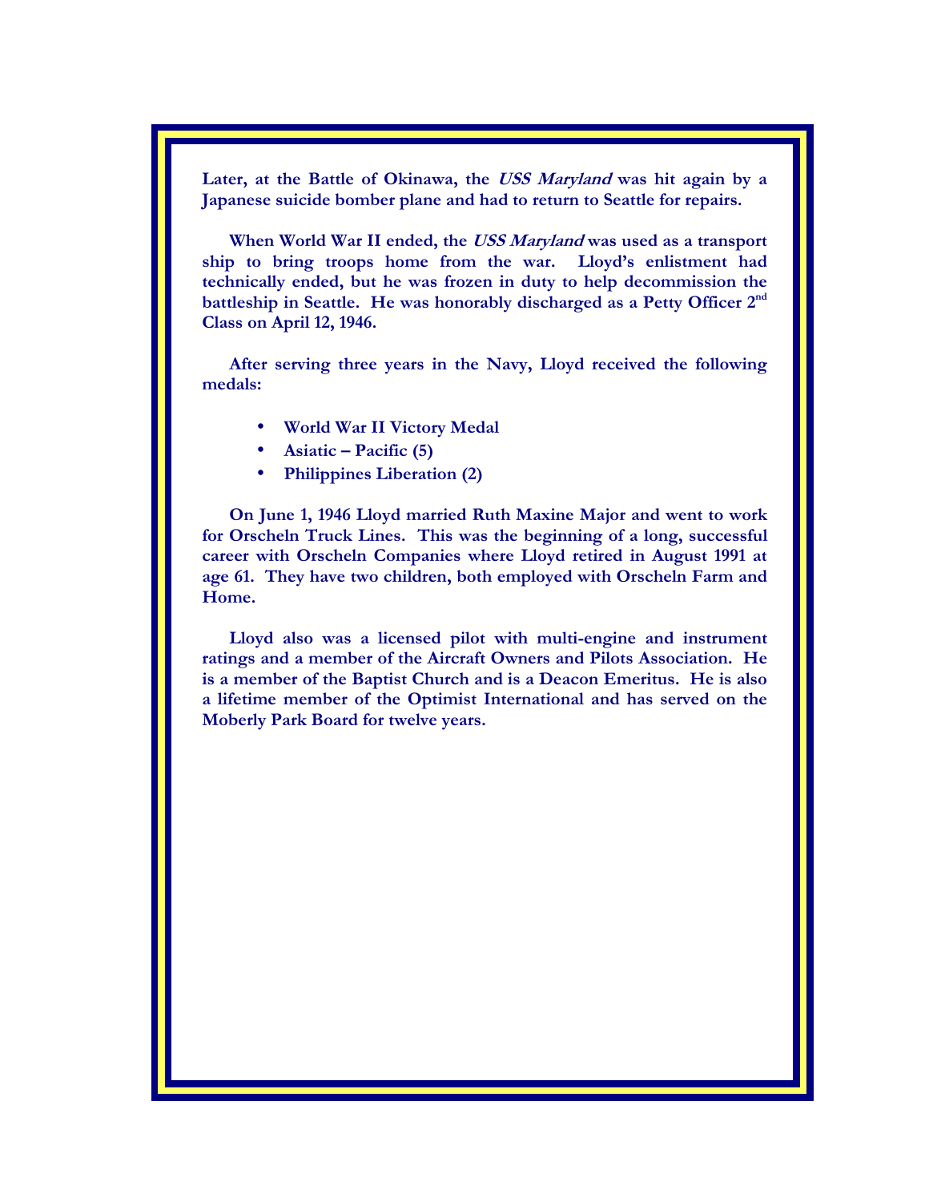**Later, at the Battle of Okinawa, the *USS Maryland* was hit again by a Japanese suicide bomber plane and had to return to Seattle for repairs.**

**When World War II ended, the *USS Maryland* was used as a transport ship to bring troops home from the war. Lloyd's enlistment had technically ended, but he was frozen in duty to help decommission the battleship in Seattle. He was honorably discharged as a Petty Officer 2nd Class on April 12, 1946.**

**After serving three years in the Navy, Lloyd received the following medals:**

- **World War II Victory Medal**
- **Asiatic – Pacific (5)**
- **Philippines Liberation (2)**

**On June 1, 1946 Lloyd married Ruth Maxine Major and went to work for Orscheln Truck Lines. This was the beginning of a long, successful career with Orscheln Companies where Lloyd retired in August 1991 at age 61. They have two children, both employed with Orscheln Farm and Home.**

**Lloyd also was a licensed pilot with multi-engine and instrument ratings and a member of the Aircraft Owners and Pilots Association. He is a member of the Baptist Church and is a Deacon Emeritus. He is also a lifetime member of the Optimist International and has served on the Moberly Park Board for twelve years.**